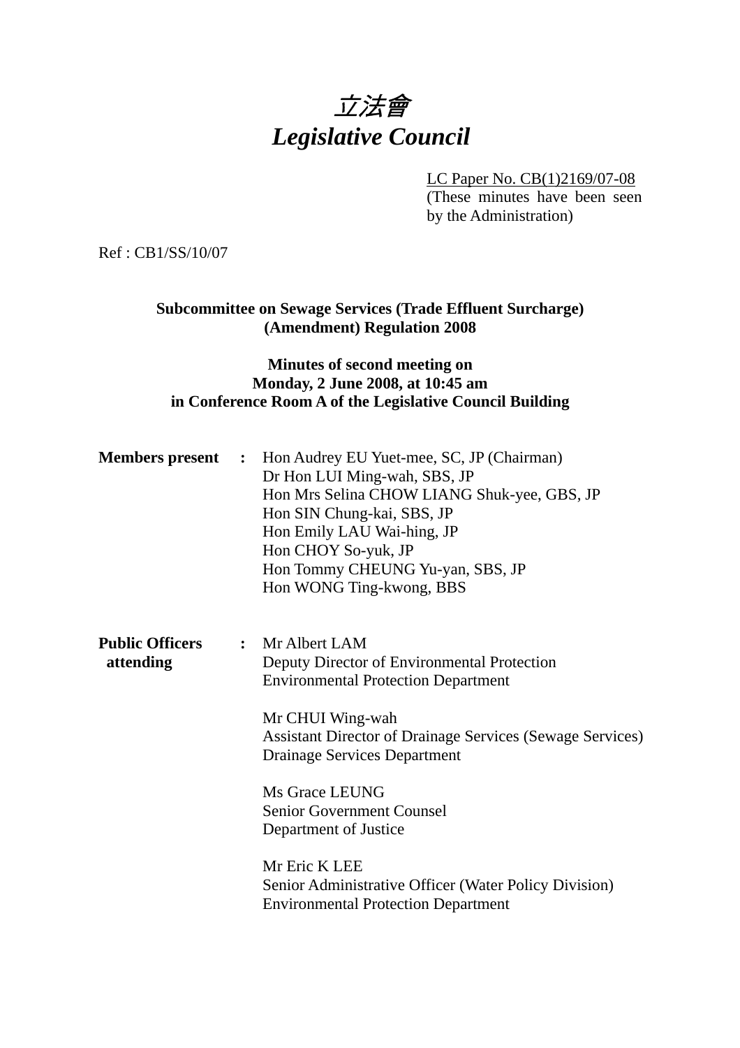# *立法會*
# *Legislative Council*

LC Paper No. CB(1)2169/07-08
(These minutes have been seen by the Administration)

Ref : CB1/SS/10/07

**Subcommittee on Sewage Services (Trade Effluent Surcharge) (Amendment) Regulation 2008**

**Minutes of second meeting on Monday, 2 June 2008, at 10:45 am in Conference Room A of the Legislative Council Building**

**Members present** : Hon Audrey EU Yuet-mee, SC, JP (Chairman)
Dr Hon LUI Ming-wah, SBS, JP
Hon Mrs Selina CHOW LIANG Shuk-yee, GBS, JP
Hon SIN Chung-kai, SBS, JP
Hon Emily LAU Wai-hing, JP
Hon CHOY So-yuk, JP
Hon Tommy CHEUNG Yu-yan, SBS, JP
Hon WONG Ting-kwong, BBS

**Public Officers attending** : Mr Albert LAM
Deputy Director of Environmental Protection
Environmental Protection Department

Mr CHUI Wing-wah
Assistant Director of Drainage Services (Sewage Services)
Drainage Services Department

Ms Grace LEUNG
Senior Government Counsel
Department of Justice

Mr Eric K LEE
Senior Administrative Officer (Water Policy Division)
Environmental Protection Department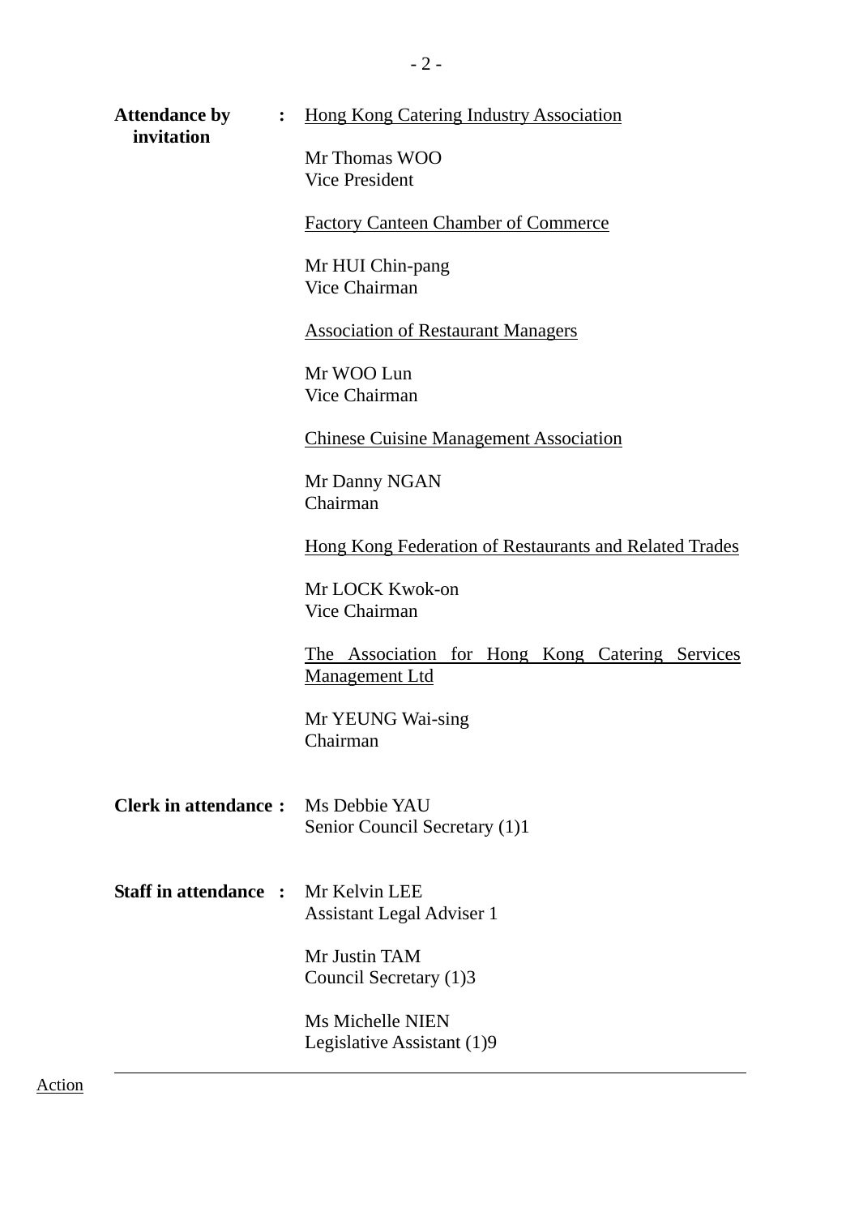**Attendance by invitation** : Hong Kong Catering Industry Association

Mr Thomas WOO
Vice President

Factory Canteen Chamber of Commerce

Mr HUI Chin-pang
Vice Chairman

Association of Restaurant Managers

Mr WOO Lun
Vice Chairman

Chinese Cuisine Management Association

Mr Danny NGAN
Chairman

Hong Kong Federation of Restaurants and Related Trades

Mr LOCK Kwok-on
Vice Chairman

The Association for Hong Kong Catering Services Management Ltd

Mr YEUNG Wai-sing
Chairman

**Clerk in attendance :** Ms Debbie YAU
Senior Council Secretary (1)1

**Staff in attendance :** Mr Kelvin LEE
Assistant Legal Adviser 1

Mr Justin TAM
Council Secretary (1)3

Ms Michelle NIEN
Legislative Assistant (1)9

---

Action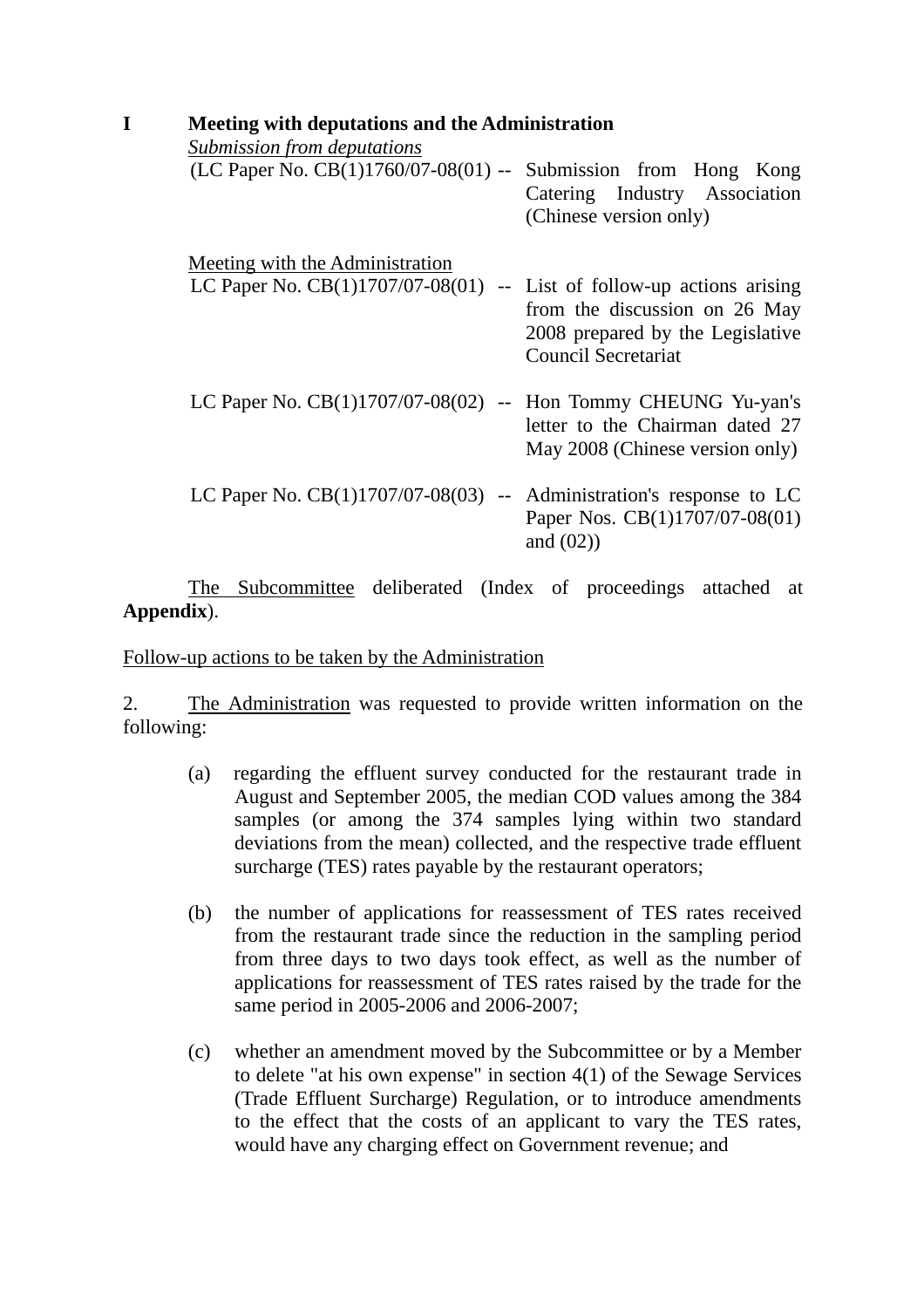**I Meeting with deputations and the Administration**

*Submission from deputations*

(LC Paper No. CB(1)1760/07-08(01) -- Submission from Hong Kong Catering Industry Association (Chinese version only)

Meeting with the Administration

LC Paper No. CB(1)1707/07-08(01) -- List of follow-up actions arising from the discussion on 26 May 2008 prepared by the Legislative Council Secretariat

LC Paper No. CB(1)1707/07-08(02) -- Hon Tommy CHEUNG Yu-yan's letter to the Chairman dated 27 May 2008 (Chinese version only)

LC Paper No. CB(1)1707/07-08(03) -- Administration's response to LC Paper Nos. CB(1)1707/07-08(01) and (02))

The Subcommittee deliberated (Index of proceedings attached at **Appendix**).

Follow-up actions to be taken by the Administration

2. The Administration was requested to provide written information on the following:

(a) regarding the effluent survey conducted for the restaurant trade in August and September 2005, the median COD values among the 384 samples (or among the 374 samples lying within two standard deviations from the mean) collected, and the respective trade effluent surcharge (TES) rates payable by the restaurant operators;

(b) the number of applications for reassessment of TES rates received from the restaurant trade since the reduction in the sampling period from three days to two days took effect, as well as the number of applications for reassessment of TES rates raised by the trade for the same period in 2005-2006 and 2006-2007;

(c) whether an amendment moved by the Subcommittee or by a Member to delete "at his own expense" in section 4(1) of the Sewage Services (Trade Effluent Surcharge) Regulation, or to introduce amendments to the effect that the costs of an applicant to vary the TES rates, would have any charging effect on Government revenue; and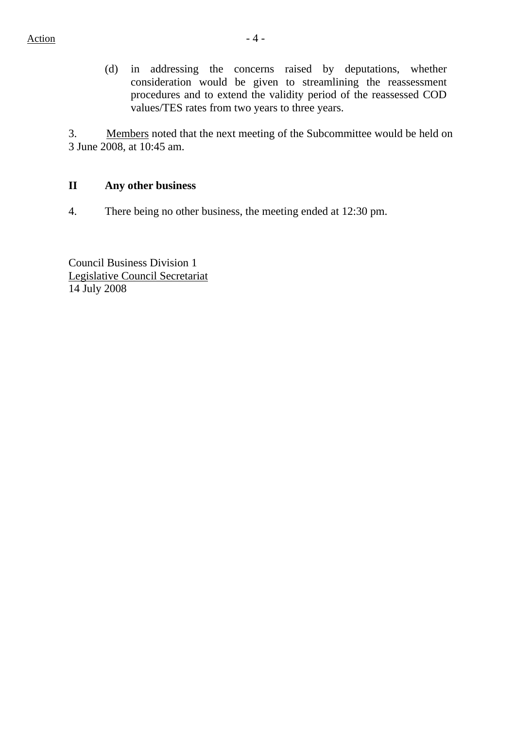(d) in addressing the concerns raised by deputations, whether consideration would be given to streamlining the reassessment procedures and to extend the validity period of the reassessed COD values/TES rates from two years to three years.

3. Members noted that the next meeting of the Subcommittee would be held on 3 June 2008, at 10:45 am.

## II Any other business

4. There being no other business, the meeting ended at 12:30 pm.

Council Business Division 1
Legislative Council Secretariat
14 July 2008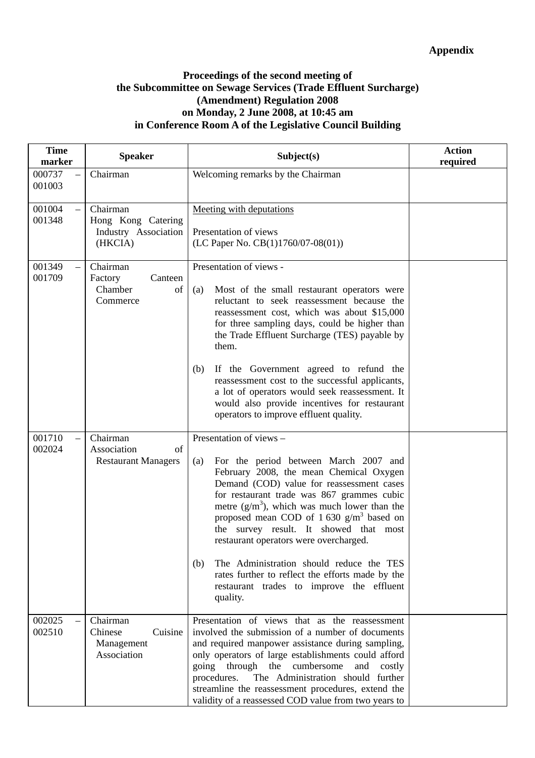**Appendix**

**Proceedings of the second meeting of the Subcommittee on Sewage Services (Trade Effluent Surcharge) (Amendment) Regulation 2008 on Monday, 2 June 2008, at 10:45 am in Conference Room A of the Legislative Council Building**

| Time marker | Speaker | Subject(s) | Action required |
|---|---|---|---|
| 000737 – 001003 | Chairman | Welcoming remarks by the Chairman | |
| 001004 – 001348 | Chairman<br>Hong Kong Catering Industry Association (HKCIA) | Meeting with deputations<br><br>Presentation of views<br>(LC Paper No. CB(1)1760/07-08(01)) | |
| 001349 – 001709 | Chairman<br>Factory Canteen Chamber of Commerce | Presentation of views -<br><br>(a) Most of the small restaurant operators were reluctant to seek reassessment because the reassessment cost, which was about $15,000 for three sampling days, could be higher than the Trade Effluent Surcharge (TES) payable by them.<br><br>(b) If the Government agreed to refund the reassessment cost to the successful applicants, a lot of operators would seek reassessment. It would also provide incentives for restaurant operators to improve effluent quality. | |
| 001710 – 002024 | Chairman<br>Association of Restaurant Managers | Presentation of views –<br><br>(a) For the period between March 2007 and February 2008, the mean Chemical Oxygen Demand (COD) value for reassessment cases for restaurant trade was 867 grammes cubic metre ($g/m^3$), which was much lower than the proposed mean COD of 1 630 $g/m^3$ based on the survey result. It showed that most restaurant operators were overcharged.<br><br>(b) The Administration should reduce the TES rates further to reflect the efforts made by the restaurant trades to improve the effluent quality. | |
| 002025 – 002510 | Chairman<br>Chinese Cuisine Management Association | Presentation of views that as the reassessment involved the submission of a number of documents and required manpower assistance during sampling, only operators of large establishments could afford going through the cumbersome and costly procedures. The Administration should further streamline the reassessment procedures, extend the validity of a reassessed COD value from two years to | |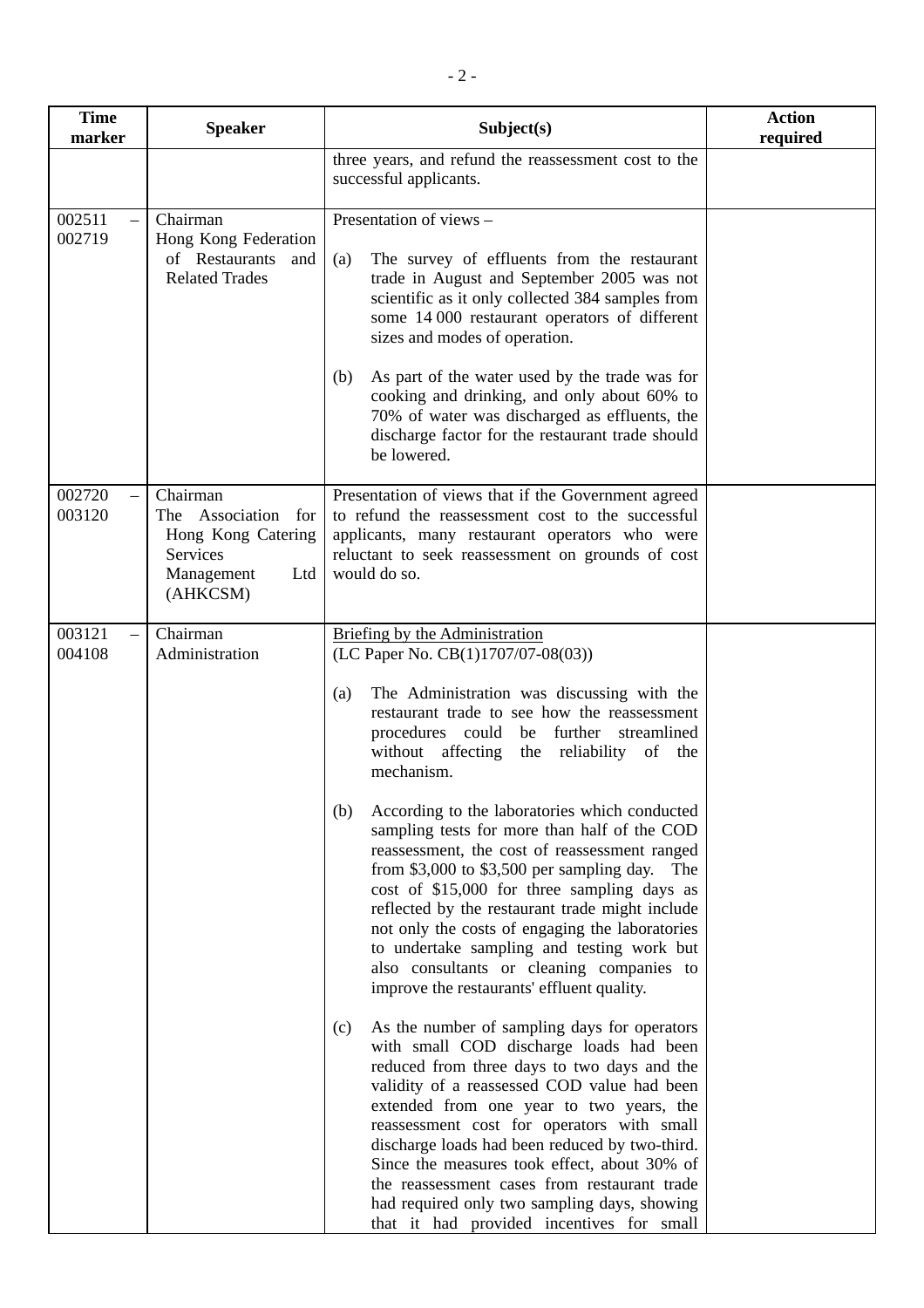| Time marker | Speaker | Subject(s) | Action required |
|---|---|---|---|
| | | three years, and refund the reassessment cost to the successful applicants. | |
| 002511 – 002719 | Chairman<br>Hong Kong Federation of Restaurants and Related Trades | Presentation of views –<br><br>(a) The survey of effluents from the restaurant trade in August and September 2005 was not scientific as it only collected 384 samples from some 14 000 restaurant operators of different sizes and modes of operation.<br><br>(b) As part of the water used by the trade was for cooking and drinking, and only about 60% to 70% of water was discharged as effluents, the discharge factor for the restaurant trade should be lowered. | |
| 002720 – 003120 | Chairman<br>The Association for Hong Kong Catering Services Management Ltd (AHKCSM) | Presentation of views that if the Government agreed to refund the reassessment cost to the successful applicants, many restaurant operators who were reluctant to seek reassessment on grounds of cost would do so. | |
| 003121 – 004108 | Chairman<br>Administration | <u>Briefing by the Administration</u><br>(LC Paper No. CB(1)1707/07-08(03))<br><br>(a) The Administration was discussing with the restaurant trade to see how the reassessment procedures could be further streamlined without affecting the reliability of the mechanism.<br><br>(b) According to the laboratories which conducted sampling tests for more than half of the COD reassessment, the cost of reassessment ranged from $3,000 to $3,500 per sampling day. The cost of $15,000 for three sampling days as reflected by the restaurant trade might include not only the costs of engaging the laboratories to undertake sampling and testing work but also consultants or cleaning companies to improve the restaurants' effluent quality.<br><br>(c) As the number of sampling days for operators with small COD discharge loads had been reduced from three days to two days and the validity of a reassessed COD value had been extended from one year to two years, the reassessment cost for operators with small discharge loads had been reduced by two-third. Since the measures took effect, about 30% of the reassessment cases from restaurant trade had required only two sampling days, showing that it had provided incentives for small | |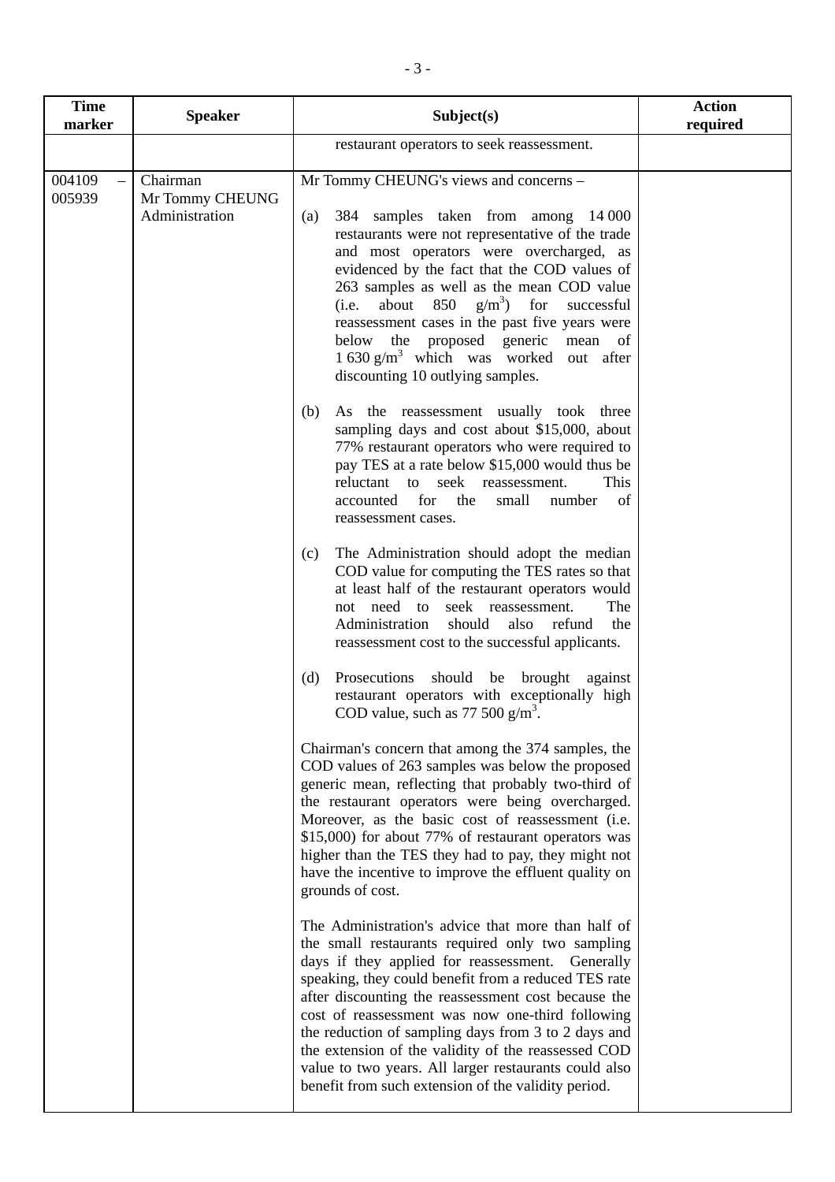| Time marker | Speaker | Subject(s) | Action required |
|---|---|---|---|
| | | restaurant operators to seek reassessment. | |
| 004109 – 005939 | Chairman<br>Mr Tommy CHEUNG<br>Administration | Mr Tommy CHEUNG's views and concerns –<br><br>(a) 384 samples taken from among 14 000 restaurants were not representative of the trade and most operators were overcharged, as evidenced by the fact that the COD values of 263 samples as well as the mean COD value (i.e. about 850 $g/m^3$) for successful reassessment cases in the past five years were below the proposed generic mean of 1 630 $g/m^3$ which was worked out after discounting 10 outlying samples.<br><br>(b) As the reassessment usually took three sampling days and cost about \$15,000, about 77% restaurant operators who were required to pay TES at a rate below \$15,000 would thus be reluctant to seek reassessment. This accounted for the small number of reassessment cases.<br><br>(c) The Administration should adopt the median COD value for computing the TES rates so that at least half of the restaurant operators would not need to seek reassessment. The Administration should also refund the reassessment cost to the successful applicants.<br><br>(d) Prosecutions should be brought against restaurant operators with exceptionally high COD value, such as 77 500 $g/m^3$.<br><br>Chairman's concern that among the 374 samples, the COD values of 263 samples was below the proposed generic mean, reflecting that probably two-third of the restaurant operators were being overcharged. Moreover, as the basic cost of reassessment (i.e. \$15,000) for about 77% of restaurant operators was higher than the TES they had to pay, they might not have the incentive to improve the effluent quality on grounds of cost.<br><br>The Administration's advice that more than half of the small restaurants required only two sampling days if they applied for reassessment. Generally speaking, they could benefit from a reduced TES rate after discounting the reassessment cost because the cost of reassessment was now one-third following the reduction of sampling days from 3 to 2 days and the extension of the validity of the reassessed COD value to two years. All larger restaurants could also benefit from such extension of the validity period. | |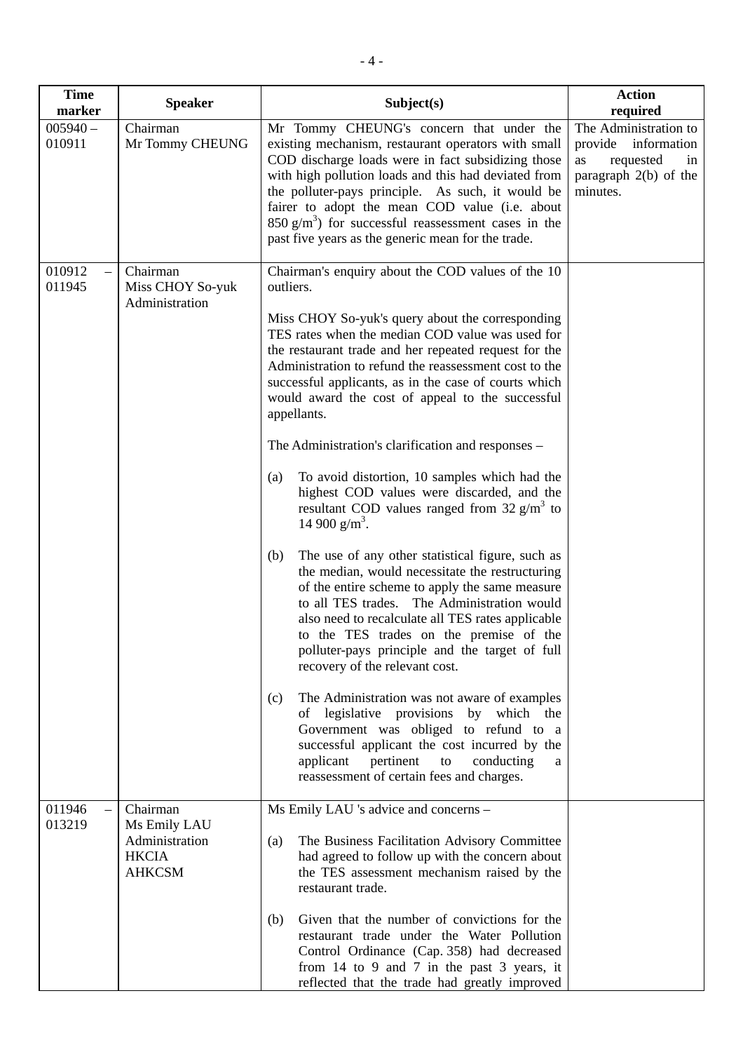| Time marker | Speaker | Subject(s) | Action required |
|---|---|---|---|
| 005940 – 010911 | Chairman<br>Mr Tommy CHEUNG | Mr Tommy CHEUNG's concern that under the existing mechanism, restaurant operators with small COD discharge loads were in fact subsidizing those with high pollution loads and this had deviated from the polluter-pays principle. As such, it would be fairer to adopt the mean COD value (i.e. about 850 $g/m^3$) for successful reassessment cases in the past five years as the generic mean for the trade. | The Administration to provide information as requested in paragraph 2(b) of the minutes. |
| 010912 – 011945 | Chairman<br>Miss CHOY So-yuk<br>Administration | Chairman's enquiry about the COD values of the 10 outliers.<br><br>Miss CHOY So-yuk's query about the corresponding TES rates when the median COD value was used for the restaurant trade and her repeated request for the Administration to refund the reassessment cost to the successful applicants, as in the case of courts which would award the cost of appeal to the successful appellants.<br><br>The Administration's clarification and responses –<br><br>(a) To avoid distortion, 10 samples which had the highest COD values were discarded, and the resultant COD values ranged from 32 $g/m^3$ to 14 900 $g/m^3$.<br><br>(b) The use of any other statistical figure, such as the median, would necessitate the restructuring of the entire scheme to apply the same measure to all TES trades. The Administration would also need to recalculate all TES rates applicable to the TES trades on the premise of the polluter-pays principle and the target of full recovery of the relevant cost.<br><br>(c) The Administration was not aware of examples of legislative provisions by which the Government was obliged to refund to a successful applicant the cost incurred by the applicant pertinent to conducting a reassessment of certain fees and charges. | |
| 011946 – 013219 | Chairman<br>Ms Emily LAU<br>Administration<br>HKCIA<br>AHKCSM | Ms Emily LAU 's advice and concerns –<br><br>(a) The Business Facilitation Advisory Committee had agreed to follow up with the concern about the TES assessment mechanism raised by the restaurant trade.<br><br>(b) Given that the number of convictions for the restaurant trade under the Water Pollution Control Ordinance (Cap. 358) had decreased from 14 to 9 and 7 in the past 3 years, it reflected that the trade had greatly improved | |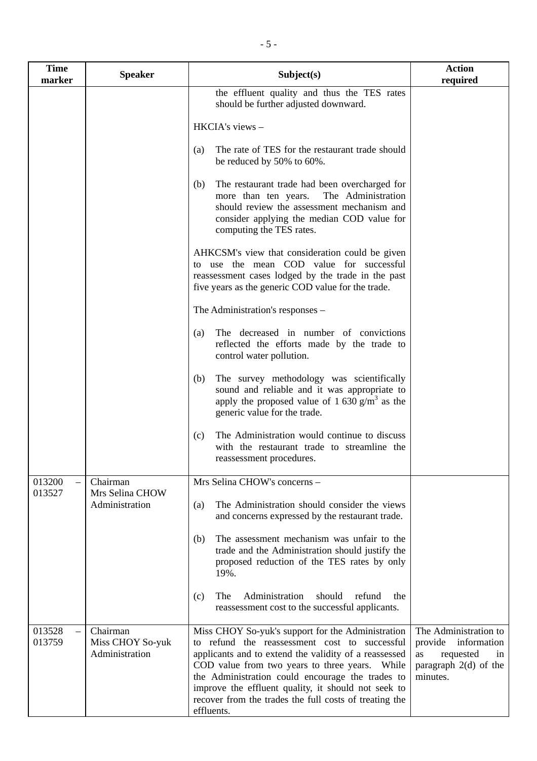| Time marker | Speaker | Subject(s) | Action required |
|---|---|---|---|
| | | the effluent quality and thus the TES rates should be further adjusted downward.<br><br>HKCIA's views –<br><br>(a) The rate of TES for the restaurant trade should be reduced by 50% to 60%.<br><br>(b) The restaurant trade had been overcharged for more than ten years. The Administration should review the assessment mechanism and consider applying the median COD value for computing the TES rates.<br><br>AHKCSM's view that consideration could be given to use the mean COD value for successful reassessment cases lodged by the trade in the past five years as the generic COD value for the trade.<br><br>The Administration's responses –<br><br>(a) The decreased in number of convictions reflected the efforts made by the trade to control water pollution.<br><br>(b) The survey methodology was scientifically sound and reliable and it was appropriate to apply the proposed value of 1 630 $g/m^3$ as the generic value for the trade.<br><br>(c) The Administration would continue to discuss with the restaurant trade to streamline the reassessment procedures. | |
| 013200 – 013527 | Chairman<br>Mrs Selina CHOW<br>Administration | Mrs Selina CHOW's concerns –<br><br>(a) The Administration should consider the views and concerns expressed by the restaurant trade.<br><br>(b) The assessment mechanism was unfair to the trade and the Administration should justify the proposed reduction of the TES rates by only 19%.<br><br>(c) The Administration should refund the reassessment cost to the successful applicants. | |
| 013528 – 013759 | Chairman<br>Miss CHOY So-yuk<br>Administration | Miss CHOY So-yuk's support for the Administration to refund the reassessment cost to successful applicants and to extend the validity of a reassessed COD value from two years to three years. While the Administration could encourage the trades to improve the effluent quality, it should not seek to recover from the trades the full costs of treating the effluents. | The Administration to provide information as requested in paragraph 2(d) of the minutes. |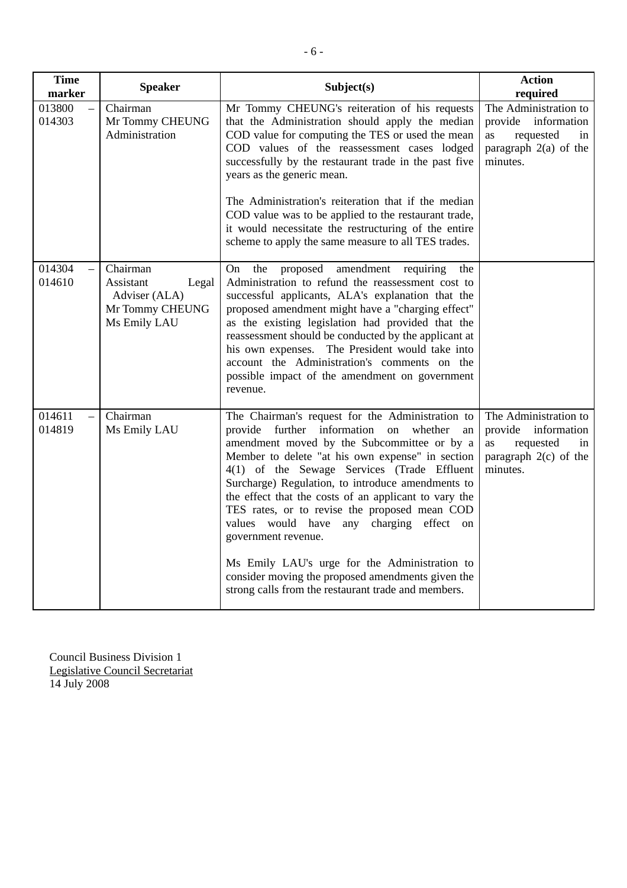| Time marker | Speaker | Subject(s) | Action required |
|---|---|---|---|
| 013800 – 014303 | Chairman<br>Mr Tommy CHEUNG<br>Administration | Mr Tommy CHEUNG's reiteration of his requests that the Administration should apply the median COD value for computing the TES or used the mean COD values of the reassessment cases lodged successfully by the restaurant trade in the past five years as the generic mean.<br><br>The Administration's reiteration that if the median COD value was to be applied to the restaurant trade, it would necessitate the restructuring of the entire scheme to apply the same measure to all TES trades. | The Administration to provide information as requested in paragraph 2(a) of the minutes. |
| 014304 – 014610 | Chairman<br>Assistant Legal Adviser (ALA)<br>Mr Tommy CHEUNG<br>Ms Emily LAU | On the proposed amendment requiring the Administration to refund the reassessment cost to successful applicants, ALA's explanation that the proposed amendment might have a "charging effect" as the existing legislation had provided that the reassessment should be conducted by the applicant at his own expenses. The President would take into account the Administration's comments on the possible impact of the amendment on government revenue. | |
| 014611 – 014819 | Chairman<br>Ms Emily LAU | The Chairman's request for the Administration to provide further information on whether an amendment moved by the Subcommittee or by a Member to delete "at his own expense" in section 4(1) of the Sewage Services (Trade Effluent Surcharge) Regulation, to introduce amendments to the effect that the costs of an applicant to vary the TES rates, or to revise the proposed mean COD values would have any charging effect on government revenue.<br><br>Ms Emily LAU's urge for the Administration to consider moving the proposed amendments given the strong calls from the restaurant trade and members. | The Administration to provide information as requested in paragraph 2(c) of the minutes. |

Council Business Division 1
Legislative Council Secretariat
14 July 2008